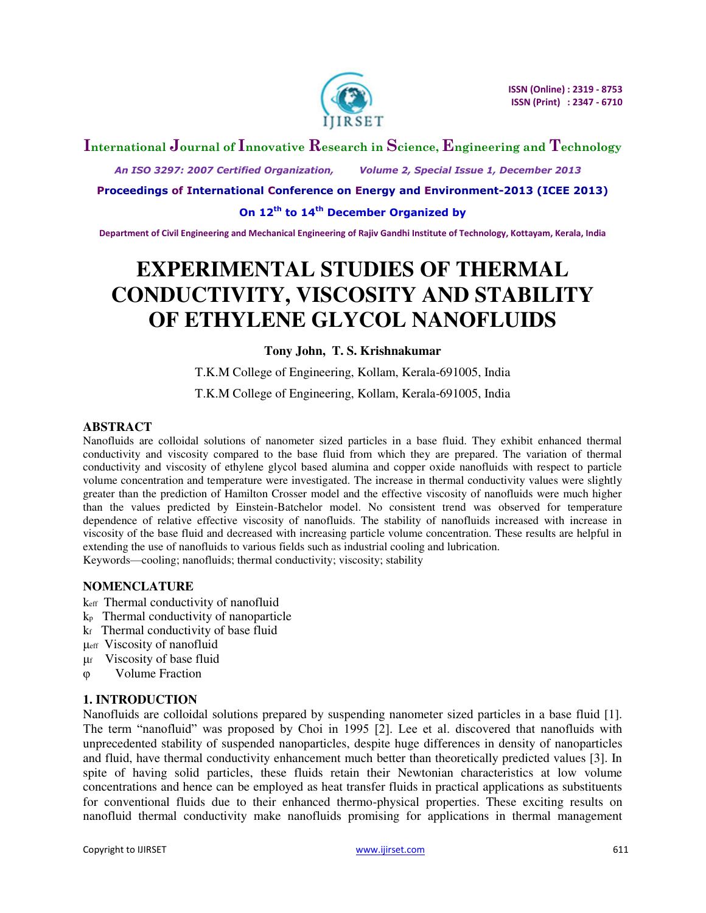# EXPERIMENTAL STUDIES OF THERMAL CONDUCTIVITY, VISCOSITY AND STABILITY OF ETHYLENE GLYCOL NANOFLUIDS

**Tony John, T. S. Krishnakumar**

T.K.M College of Engineering, Kollam, Kerala-691005, India

T.K.M College of Engineering, Kollam, Kerala-691005, India

## ABSTRACT

Nanofluids are colloidal solutions of nanometer sized particles in a base fluid. They exhibit enhanced thermal conductivity and viscosity compared to the base fluid from which they are prepared. The variation of thermal conductivity and viscosity of ethylene glycol based alumina and copper oxide nanofluids with respect to particle volume concentration and temperature were investigated. The increase in thermal conductivity values were slightly greater than the prediction of Hamilton Crosser model and the effective viscosity of nanofluids were much higher than the values predicted by Einstein-Batchelor model. No consistent trend was observed for temperature dependence of relative effective viscosity of nanofluids. The stability of nanofluids increased with increase in viscosity of the base fluid and decreased with increasing particle volume concentration. These results are helpful in extending the use of nanofluids to various fields such as industrial cooling and lubrication.

Keywords—cooling; nanofluids; thermal conductivity; viscosity; stability

## NOMENCLATURE

$k_{eff}$ Thermal conductivity of nanofluid
$k_p$ Thermal conductivity of nanoparticle
$k_f$ Thermal conductivity of base fluid
$\mu_{eff}$ Viscosity of nanofluid
$\mu_f$ Viscosity of base fluid
$\varphi$ Volume Fraction

## 1. INTRODUCTION

Nanofluids are colloidal solutions prepared by suspending nanometer sized particles in a base fluid [1]. The term "nanofluid" was proposed by Choi in 1995 [2]. Lee et al. discovered that nanofluids with unprecedented stability of suspended nanoparticles, despite huge differences in density of nanoparticles and fluid, have thermal conductivity enhancement much better than theoretically predicted values [3]. In spite of having solid particles, these fluids retain their Newtonian characteristics at low volume concentrations and hence can be employed as heat transfer fluids in practical applications as substituents for conventional fluids due to their enhanced thermo-physical properties. These exciting results on nanofluid thermal conductivity make nanofluids promising for applications in thermal management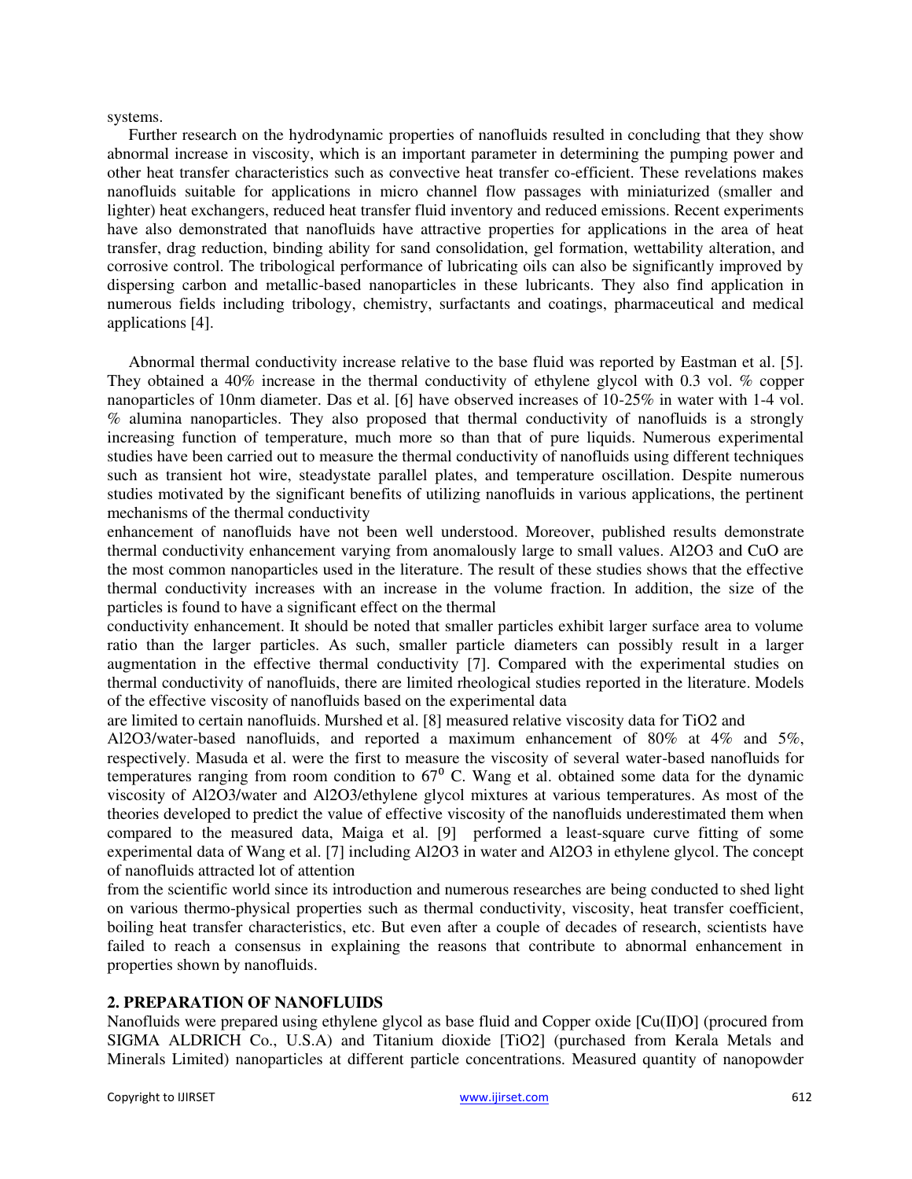systems.

Further research on the hydrodynamic properties of nanofluids resulted in concluding that they show abnormal increase in viscosity, which is an important parameter in determining the pumping power and other heat transfer characteristics such as convective heat transfer co-efficient. These revelations makes nanofluids suitable for applications in micro channel flow passages with miniaturized (smaller and lighter) heat exchangers, reduced heat transfer fluid inventory and reduced emissions. Recent experiments have also demonstrated that nanofluids have attractive properties for applications in the area of heat transfer, drag reduction, binding ability for sand consolidation, gel formation, wettability alteration, and corrosive control. The tribological performance of lubricating oils can also be significantly improved by dispersing carbon and metallic-based nanoparticles in these lubricants. They also find application in numerous fields including tribology, chemistry, surfactants and coatings, pharmaceutical and medical applications [4].

Abnormal thermal conductivity increase relative to the base fluid was reported by Eastman et al. [5]. They obtained a 40% increase in the thermal conductivity of ethylene glycol with 0.3 vol. % copper nanoparticles of 10nm diameter. Das et al. [6] have observed increases of 10-25% in water with 1-4 vol. % alumina nanoparticles. They also proposed that thermal conductivity of nanofluids is a strongly increasing function of temperature, much more so than that of pure liquids. Numerous experimental studies have been carried out to measure the thermal conductivity of nanofluids using different techniques such as transient hot wire, steadystate parallel plates, and temperature oscillation. Despite numerous studies motivated by the significant benefits of utilizing nanofluids in various applications, the pertinent mechanisms of the thermal conductivity enhancement of nanofluids have not been well understood. Moreover, published results demonstrate thermal conductivity enhancement varying from anomalously large to small values. $Al_2O_3$ and CuO are the most common nanoparticles used in the literature. The result of these studies shows that the effective thermal conductivity increases with an increase in the volume fraction. In addition, the size of the particles is found to have a significant effect on the thermal conductivity enhancement. It should be noted that smaller particles exhibit larger surface area to volume ratio than the larger particles. As such, smaller particle diameters can possibly result in a larger augmentation in the effective thermal conductivity [7]. Compared with the experimental studies on thermal conductivity of nanofluids, there are limited rheological studies reported in the literature. Models of the effective viscosity of nanofluids based on the experimental data are limited to certain nanofluids. Murshed et al. [8] measured relative viscosity data for $TiO_2$ and $Al_2O_3$/water-based nanofluids, and reported a maximum enhancement of 80% at 4% and 5%, respectively. Masuda et al. were the first to measure the viscosity of several water-based nanofluids for temperatures ranging from room condition to $67^0$ C. Wang et al. obtained some data for the dynamic viscosity of $Al_2O_3$/water and $Al_2O_3$/ethylene glycol mixtures at various temperatures. As most of the theories developed to predict the value of effective viscosity of the nanofluids underestimated them when compared to the measured data, Maiga et al. [9] performed a least-square curve fitting of some experimental data of Wang et al. [7] including $Al_2O_3$ in water and $Al_2O_3$ in ethylene glycol. The concept of nanofluids attracted lot of attention from the scientific world since its introduction and numerous researches are being conducted to shed light on various thermo-physical properties such as thermal conductivity, viscosity, heat transfer coefficient, boiling heat transfer characteristics, etc. But even after a couple of decades of research, scientists have failed to reach a consensus in explaining the reasons that contribute to abnormal enhancement in properties shown by nanofluids.

## 2. PREPARATION OF NANOFLUIDS

Nanofluids were prepared using ethylene glycol as base fluid and Copper oxide [Cu(II)O] (procured from SIGMA ALDRICH Co., U.S.A) and Titanium dioxide [$TiO_2$] (purchased from Kerala Metals and Minerals Limited) nanoparticles at different particle concentrations. Measured quantity of nanopowder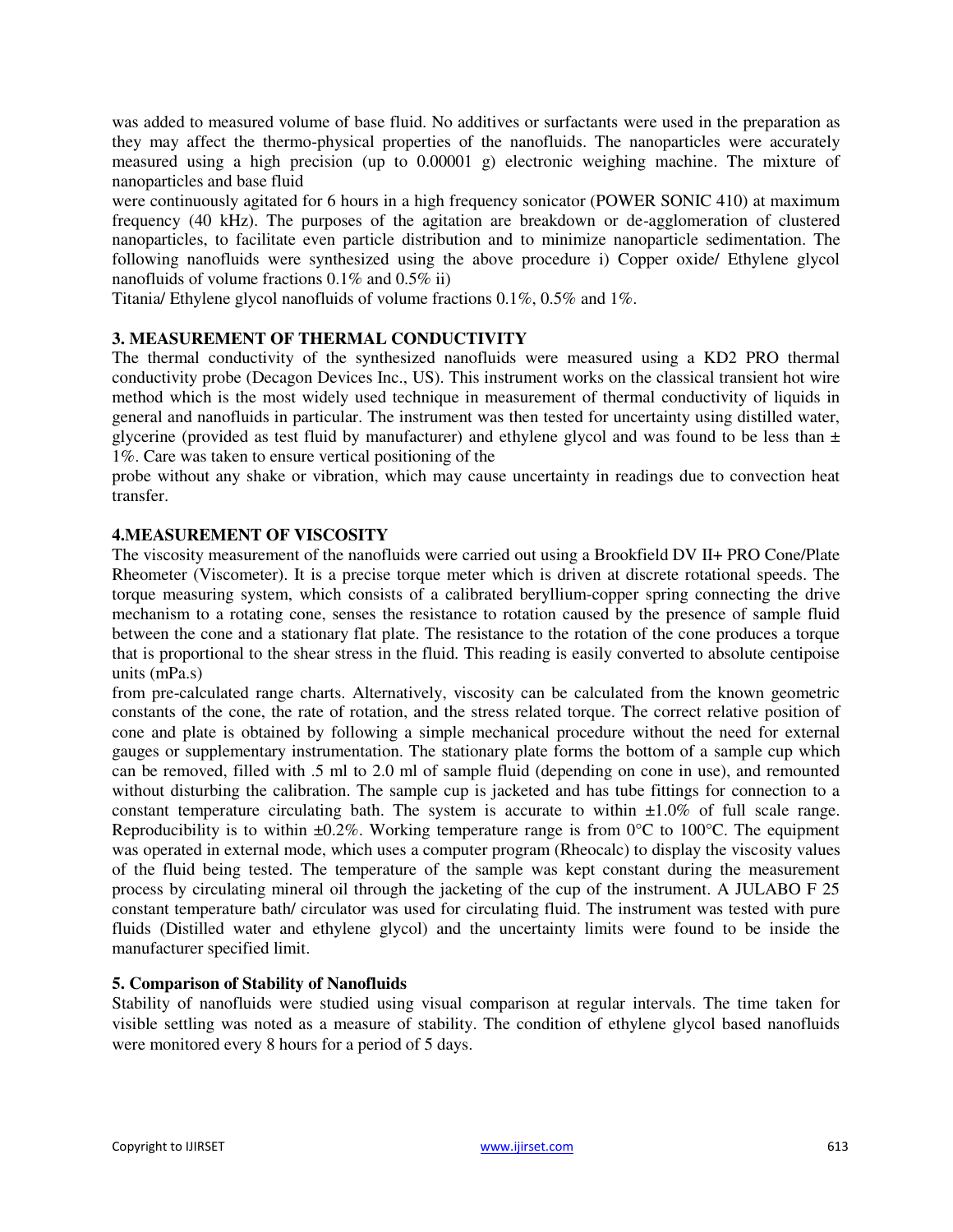was added to measured volume of base fluid. No additives or surfactants were used in the preparation as they may affect the thermo-physical properties of the nanofluids. The nanoparticles were accurately measured using a high precision (up to 0.00001 g) electronic weighing machine. The mixture of nanoparticles and base fluid were continuously agitated for 6 hours in a high frequency sonicator (POWER SONIC 410) at maximum frequency (40 kHz). The purposes of the agitation are breakdown or de-agglomeration of clustered nanoparticles, to facilitate even particle distribution and to minimize nanoparticle sedimentation. The following nanofluids were synthesized using the above procedure i) Copper oxide/ Ethylene glycol nanofluids of volume fractions 0.1% and 0.5% ii) Titania/ Ethylene glycol nanofluids of volume fractions 0.1%, 0.5% and 1%.

### 3. MEASUREMENT OF THERMAL CONDUCTIVITY

The thermal conductivity of the synthesized nanofluids were measured using a KD2 PRO thermal conductivity probe (Decagon Devices Inc., US). This instrument works on the classical transient hot wire method which is the most widely used technique in measurement of thermal conductivity of liquids in general and nanofluids in particular. The instrument was then tested for uncertainty using distilled water, glycerine (provided as test fluid by manufacturer) and ethylene glycol and was found to be less than ± 1%. Care was taken to ensure vertical positioning of the probe without any shake or vibration, which may cause uncertainty in readings due to convection heat transfer.

### 4.MEASUREMENT OF VISCOSITY

The viscosity measurement of the nanofluids were carried out using a Brookfield DV II+ PRO Cone/Plate Rheometer (Viscometer). It is a precise torque meter which is driven at discrete rotational speeds. The torque measuring system, which consists of a calibrated beryllium-copper spring connecting the drive mechanism to a rotating cone, senses the resistance to rotation caused by the presence of sample fluid between the cone and a stationary flat plate. The resistance to the rotation of the cone produces a torque that is proportional to the shear stress in the fluid. This reading is easily converted to absolute centipoise units (mPa.s) from pre-calculated range charts. Alternatively, viscosity can be calculated from the known geometric constants of the cone, the rate of rotation, and the stress related torque. The correct relative position of cone and plate is obtained by following a simple mechanical procedure without the need for external gauges or supplementary instrumentation. The stationary plate forms the bottom of a sample cup which can be removed, filled with .5 ml to 2.0 ml of sample fluid (depending on cone in use), and remounted without disturbing the calibration. The sample cup is jacketed and has tube fittings for connection to a constant temperature circulating bath. The system is accurate to within ±1.0% of full scale range. Reproducibility is to within ±0.2%. Working temperature range is from 0°C to 100°C. The equipment was operated in external mode, which uses a computer program (Rheocalc) to display the viscosity values of the fluid being tested. The temperature of the sample was kept constant during the measurement process by circulating mineral oil through the jacketing of the cup of the instrument. A JULABO F 25 constant temperature bath/ circulator was used for circulating fluid. The instrument was tested with pure fluids (Distilled water and ethylene glycol) and the uncertainty limits were found to be inside the manufacturer specified limit.

### 5. Comparison of Stability of Nanofluids

Stability of nanofluids were studied using visual comparison at regular intervals. The time taken for visible settling was noted as a measure of stability. The condition of ethylene glycol based nanofluids were monitored every 8 hours for a period of 5 days.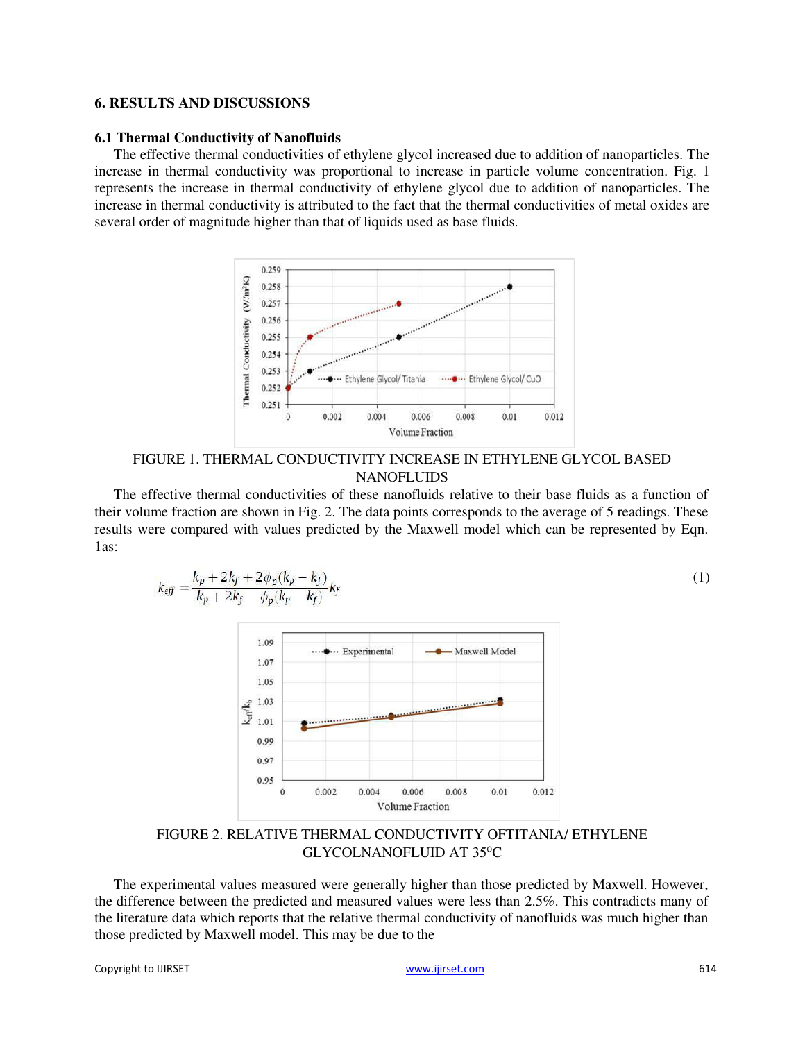## 6. RESULTS AND DISCUSSIONS

### 6.1 Thermal Conductivity of Nanofluids

The effective thermal conductivities of ethylene glycol increased due to addition of nanoparticles. The increase in thermal conductivity was proportional to increase in particle volume concentration. Fig. 1 represents the increase in thermal conductivity of ethylene glycol due to addition of nanoparticles. The increase in thermal conductivity is attributed to the fact that the thermal conductivities of metal oxides are several order of magnitude higher than that of liquids used as base fluids.

FIGURE 1. THERMAL CONDUCTIVITY INCREASE IN ETHYLENE GLYCOL BASED NANOFLUIDS

The effective thermal conductivities of these nanofluids relative to their base fluids as a function of their volume fraction are shown in Fig. 2. The data points corresponds to the average of 5 readings. These results were compared with values predicted by the Maxwell model which can be represented by Eqn. 1as:

$$k_{eff} = \frac{k_p + 2k_f + 2\phi_p(k_p - k_f)}{k_p + 2k_f - \phi_p(k_p - k_f)} k_f \quad (1)$$

FIGURE 2. RELATIVE THERMAL CONDUCTIVITY OFTITANIA/ ETHYLENE GLYCOLNANOFLUID AT 35°C

The experimental values measured were generally higher than those predicted by Maxwell. However, the difference between the predicted and measured values were less than 2.5%. This contradicts many of the literature data which reports that the relative thermal conductivity of nanofluids was much higher than those predicted by Maxwell model. This may be due to the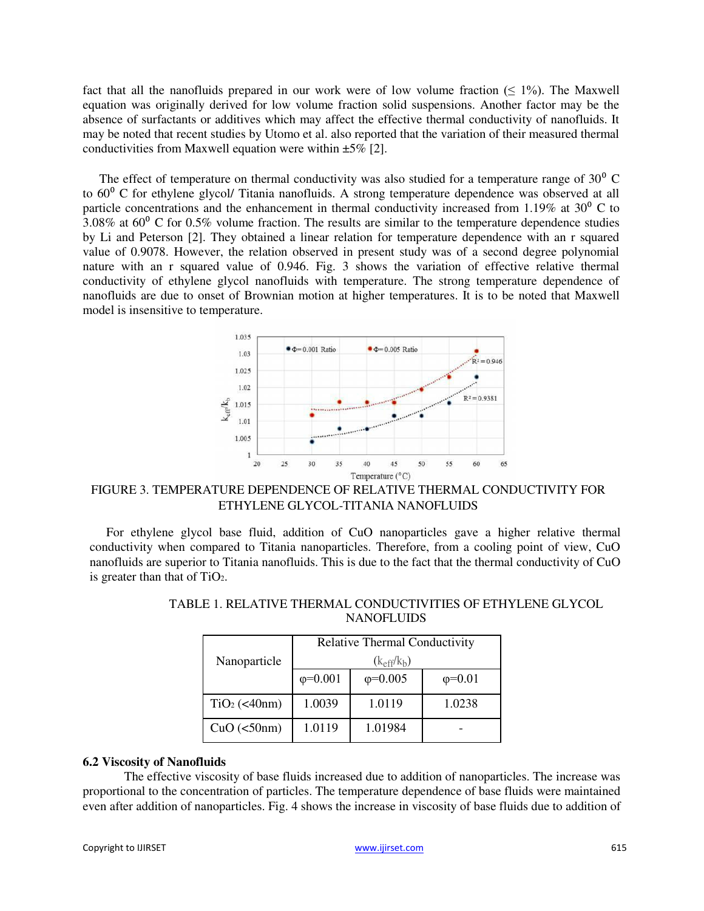fact that all the nanofluids prepared in our work were of low volume fraction (≤ 1%). The Maxwell equation was originally derived for low volume fraction solid suspensions. Another factor may be the absence of surfactants or additives which may affect the effective thermal conductivity of nanofluids. It may be noted that recent studies by Utomo et al. also reported that the variation of their measured thermal conductivities from Maxwell equation were within ±5% [2].

The effect of temperature on thermal conductivity was also studied for a temperature range of $30^0$ C to $60^0$ C for ethylene glycol/ Titania nanofluids. A strong temperature dependence was observed at all particle concentrations and the enhancement in thermal conductivity increased from 1.19% at $30^0$ C to 3.08% at $60^0$ C for 0.5% volume fraction. The results are similar to the temperature dependence studies by Li and Peterson [2]. They obtained a linear relation for temperature dependence with an r squared value of 0.9078. However, the relation observed in present study was of a second degree polynomial nature with an r squared value of 0.946. Fig. 3 shows the variation of effective relative thermal conductivity of ethylene glycol nanofluids with temperature. The strong temperature dependence of nanofluids are due to onset of Brownian motion at higher temperatures. It is to be noted that Maxwell model is insensitive to temperature.

FIGURE 3. TEMPERATURE DEPENDENCE OF RELATIVE THERMAL CONDUCTIVITY FOR ETHYLENE GLYCOL-TITANIA NANOFLUIDS

For ethylene glycol base fluid, addition of CuO nanoparticles gave a higher relative thermal conductivity when compared to Titania nanoparticles. Therefore, from a cooling point of view, CuO nanofluids are superior to Titania nanofluids. This is due to the fact that the thermal conductivity of CuO is greater than that of $TiO_2$.

TABLE 1. RELATIVE THERMAL CONDUCTIVITIES OF ETHYLENE GLYCOL NANOFLUIDS

| Nanoparticle | Relative Thermal Conductivity ($k_{eff}/k_b$) | | |
|---|---|---|---|
| | φ=0.001 | φ=0.005 | φ=0.01 |
| $TiO_2$ (<40nm) | 1.0039 | 1.0119 | 1.0238 |
| CuO (<50nm) | 1.0119 | 1.01984 | - |

### 6.2 Viscosity of Nanofluids

The effective viscosity of base fluids increased due to addition of nanoparticles. The increase was proportional to the concentration of particles. The temperature dependence of base fluids were maintained even after addition of nanoparticles. Fig. 4 shows the increase in viscosity of base fluids due to addition of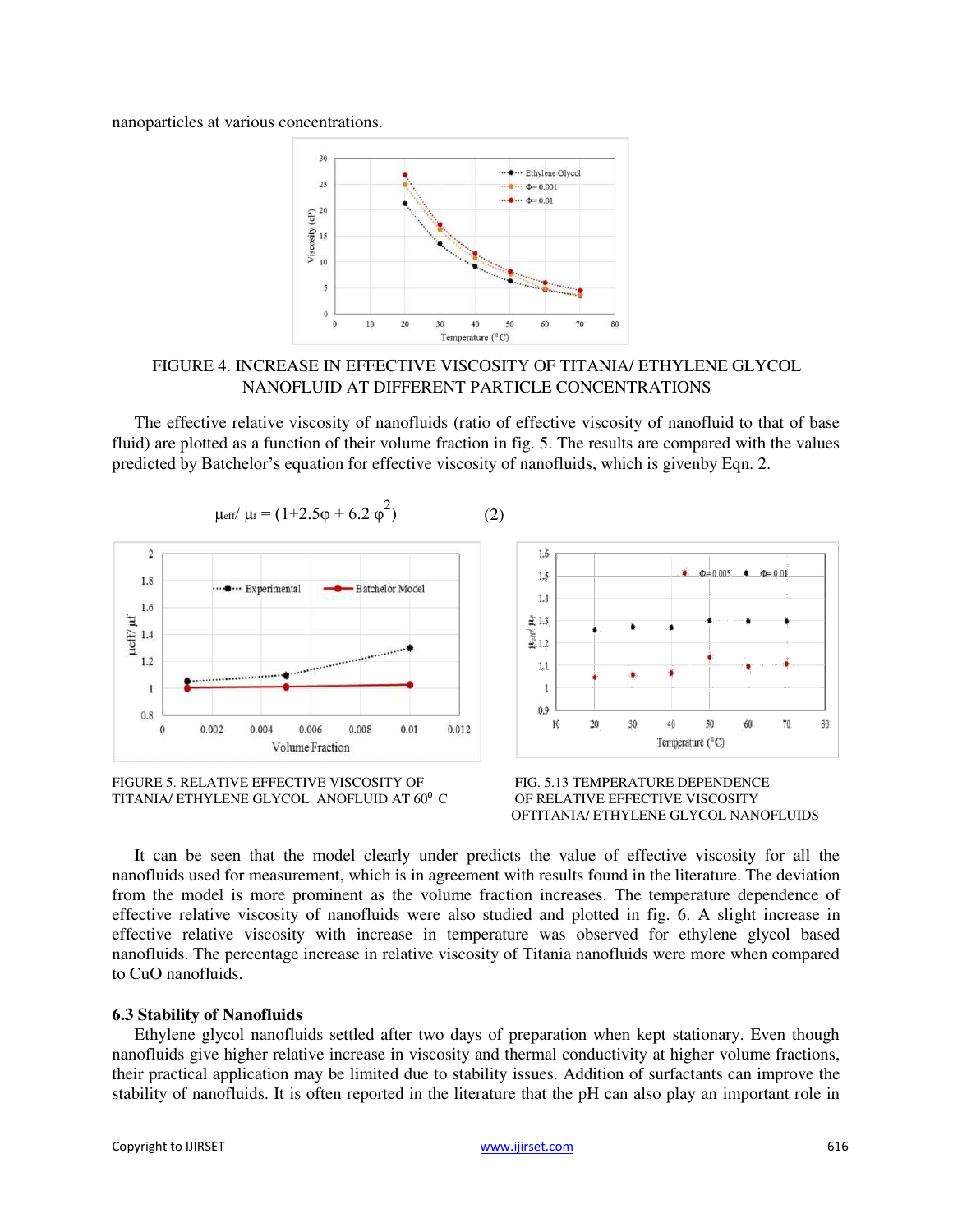nanoparticles at various concentrations.

FIGURE 4. INCREASE IN EFFECTIVE VISCOSITY OF TITANIA/ ETHYLENE GLYCOL NANOFLUID AT DIFFERENT PARTICLE CONCENTRATIONS

The effective relative viscosity of nanofluids (ratio of effective viscosity of nanofluid to that of base fluid) are plotted as a function of their volume fraction in fig. 5. The results are compared with the values predicted by Batchelor's equation for effective viscosity of nanofluids, which is givenby Eqn. 2.

$$\mu_{eff}/\ \mu_f = (1+2.5\varphi + 6.2\ \varphi^2) \qquad (2)$$

FIGURE 5. RELATIVE EFFECTIVE VISCOSITY OF TITANIA/ ETHYLENE GLYCOL ANOFLUID AT 60$^0$ C

FIG. 5.13 TEMPERATURE DEPENDENCE OF RELATIVE EFFECTIVE VISCOSITY OFTITANIA/ ETHYLENE GLYCOL NANOFLUIDS

It can be seen that the model clearly under predicts the value of effective viscosity for all the nanofluids used for measurement, which is in agreement with results found in the literature. The deviation from the model is more prominent as the volume fraction increases. The temperature dependence of effective relative viscosity of nanofluids were also studied and plotted in fig. 6. A slight increase in effective relative viscosity with increase in temperature was observed for ethylene glycol based nanofluids. The percentage increase in relative viscosity of Titania nanofluids were more when compared to CuO nanofluids.

### 6.3 Stability of Nanofluids

Ethylene glycol nanofluids settled after two days of preparation when kept stationary. Even though nanofluids give higher relative increase in viscosity and thermal conductivity at higher volume fractions, their practical application may be limited due to stability issues. Addition of surfactants can improve the stability of nanofluids. It is often reported in the literature that the pH can also play an important role in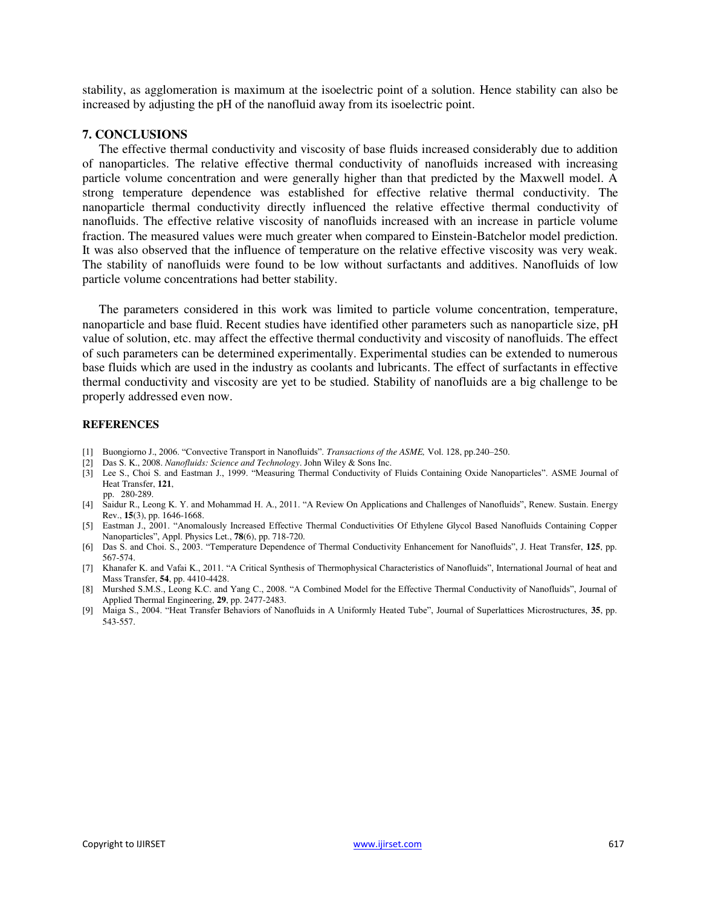stability, as agglomeration is maximum at the isoelectric point of a solution. Hence stability can also be increased by adjusting the pH of the nanofluid away from its isoelectric point.

## 7. CONCLUSIONS

The effective thermal conductivity and viscosity of base fluids increased considerably due to addition of nanoparticles. The relative effective thermal conductivity of nanofluids increased with increasing particle volume concentration and were generally higher than that predicted by the Maxwell model. A strong temperature dependence was established for effective relative thermal conductivity. The nanoparticle thermal conductivity directly influenced the relative effective thermal conductivity of nanofluids. The effective relative viscosity of nanofluids increased with an increase in particle volume fraction. The measured values were much greater when compared to Einstein-Batchelor model prediction. It was also observed that the influence of temperature on the relative effective viscosity was very weak. The stability of nanofluids were found to be low without surfactants and additives. Nanofluids of low particle volume concentrations had better stability.

The parameters considered in this work was limited to particle volume concentration, temperature, nanoparticle and base fluid. Recent studies have identified other parameters such as nanoparticle size, pH value of solution, etc. may affect the effective thermal conductivity and viscosity of nanofluids. The effect of such parameters can be determined experimentally. Experimental studies can be extended to numerous base fluids which are used in the industry as coolants and lubricants. The effect of surfactants in effective thermal conductivity and viscosity are yet to be studied. Stability of nanofluids are a big challenge to be properly addressed even now.

## REFERENCES

[1] Buongiorno J., 2006. "Convective Transport in Nanofluids". *Transactions of the ASME,* Vol. 128, pp.240–250.

[2] Das S. K., 2008. *Nanofluids: Science and Technology*. John Wiley & Sons Inc.

[3] Lee S., Choi S. and Eastman J., 1999. "Measuring Thermal Conductivity of Fluids Containing Oxide Nanoparticles". ASME Journal of Heat Transfer, **121**, pp. 280-289.

[4] Saidur R., Leong K. Y. and Mohammad H. A., 2011. "A Review On Applications and Challenges of Nanofluids", Renew. Sustain. Energy Rev., **15**(3), pp. 1646-1668.

[5] Eastman J., 2001. "Anomalously Increased Effective Thermal Conductivities Of Ethylene Glycol Based Nanofluids Containing Copper Nanoparticles", Appl. Physics Let., **78**(6), pp. 718-720.

[6] Das S. and Choi. S., 2003. "Temperature Dependence of Thermal Conductivity Enhancement for Nanofluids", J. Heat Transfer, **125**, pp. 567-574.

[7] Khanafer K. and Vafai K., 2011. "A Critical Synthesis of Thermophysical Characteristics of Nanofluids", International Journal of heat and Mass Transfer, **54**, pp. 4410-4428.

[8] Murshed S.M.S., Leong K.C. and Yang C., 2008. "A Combined Model for the Effective Thermal Conductivity of Nanofluids", Journal of Applied Thermal Engineering, **29**, pp. 2477-2483.

[9] Maiga S., 2004. "Heat Transfer Behaviors of Nanofluids in A Uniformly Heated Tube", Journal of Superlattices Microstructures, **35**, pp. 543-557.